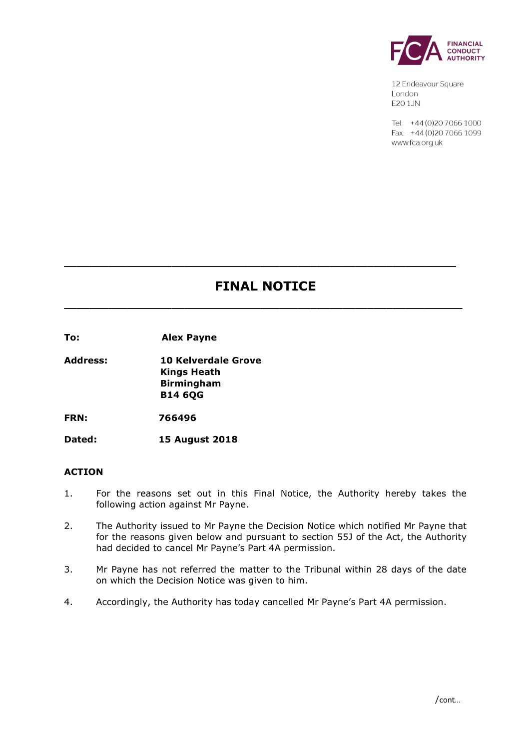12 Endeavour Square
London
E20 1JN

Tel: +44 (0)20 7066 1000
Fax: +44 (0)20 7066 1099
www.fca.org.uk

# FINAL NOTICE

**To:** **Alex Payne**

**Address:** **10 Kelverdale Grove**
**Kings Heath**
**Birmingham**
**B14 6QG**

**FRN:** **766496**

**Dated:** **15 August 2018**

## ACTION

1. For the reasons set out in this Final Notice, the Authority hereby takes the following action against Mr Payne.

2. The Authority issued to Mr Payne the Decision Notice which notified Mr Payne that for the reasons given below and pursuant to section 55J of the Act, the Authority had decided to cancel Mr Payne's Part 4A permission.

3. Mr Payne has not referred the matter to the Tribunal within 28 days of the date on which the Decision Notice was given to him.

4. Accordingly, the Authority has today cancelled Mr Payne's Part 4A permission.

/cont…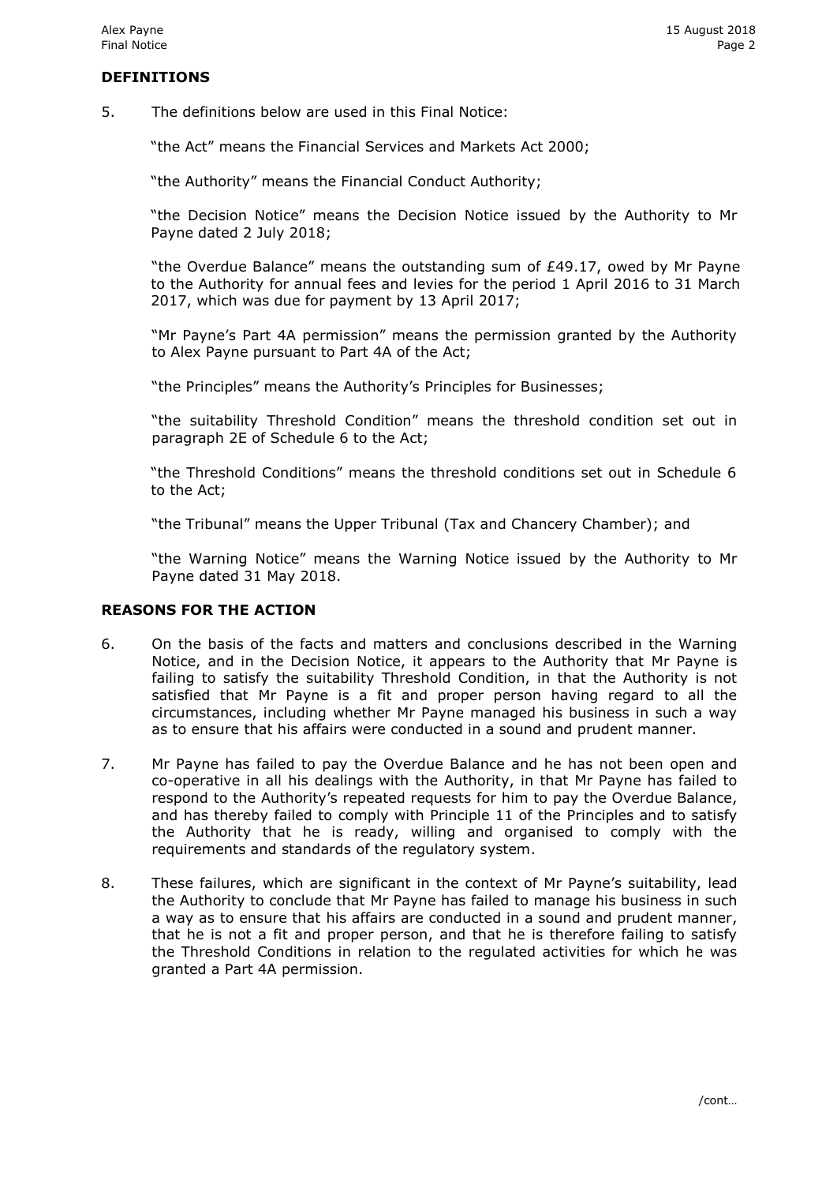## DEFINITIONS

5. The definitions below are used in this Final Notice:

"the Act" means the Financial Services and Markets Act 2000;

"the Authority" means the Financial Conduct Authority;

"the Decision Notice" means the Decision Notice issued by the Authority to Mr Payne dated 2 July 2018;

"the Overdue Balance" means the outstanding sum of £49.17, owed by Mr Payne to the Authority for annual fees and levies for the period 1 April 2016 to 31 March 2017, which was due for payment by 13 April 2017;

"Mr Payne's Part 4A permission" means the permission granted by the Authority to Alex Payne pursuant to Part 4A of the Act;

"the Principles" means the Authority's Principles for Businesses;

"the suitability Threshold Condition" means the threshold condition set out in paragraph 2E of Schedule 6 to the Act;

"the Threshold Conditions" means the threshold conditions set out in Schedule 6 to the Act;

"the Tribunal" means the Upper Tribunal (Tax and Chancery Chamber); and

"the Warning Notice" means the Warning Notice issued by the Authority to Mr Payne dated 31 May 2018.

## REASONS FOR THE ACTION

6. On the basis of the facts and matters and conclusions described in the Warning Notice, and in the Decision Notice, it appears to the Authority that Mr Payne is failing to satisfy the suitability Threshold Condition, in that the Authority is not satisfied that Mr Payne is a fit and proper person having regard to all the circumstances, including whether Mr Payne managed his business in such a way as to ensure that his affairs were conducted in a sound and prudent manner.

7. Mr Payne has failed to pay the Overdue Balance and he has not been open and co-operative in all his dealings with the Authority, in that Mr Payne has failed to respond to the Authority's repeated requests for him to pay the Overdue Balance, and has thereby failed to comply with Principle 11 of the Principles and to satisfy the Authority that he is ready, willing and organised to comply with the requirements and standards of the regulatory system.

8. These failures, which are significant in the context of Mr Payne's suitability, lead the Authority to conclude that Mr Payne has failed to manage his business in such a way as to ensure that his affairs are conducted in a sound and prudent manner, that he is not a fit and proper person, and that he is therefore failing to satisfy the Threshold Conditions in relation to the regulated activities for which he was granted a Part 4A permission.

/cont…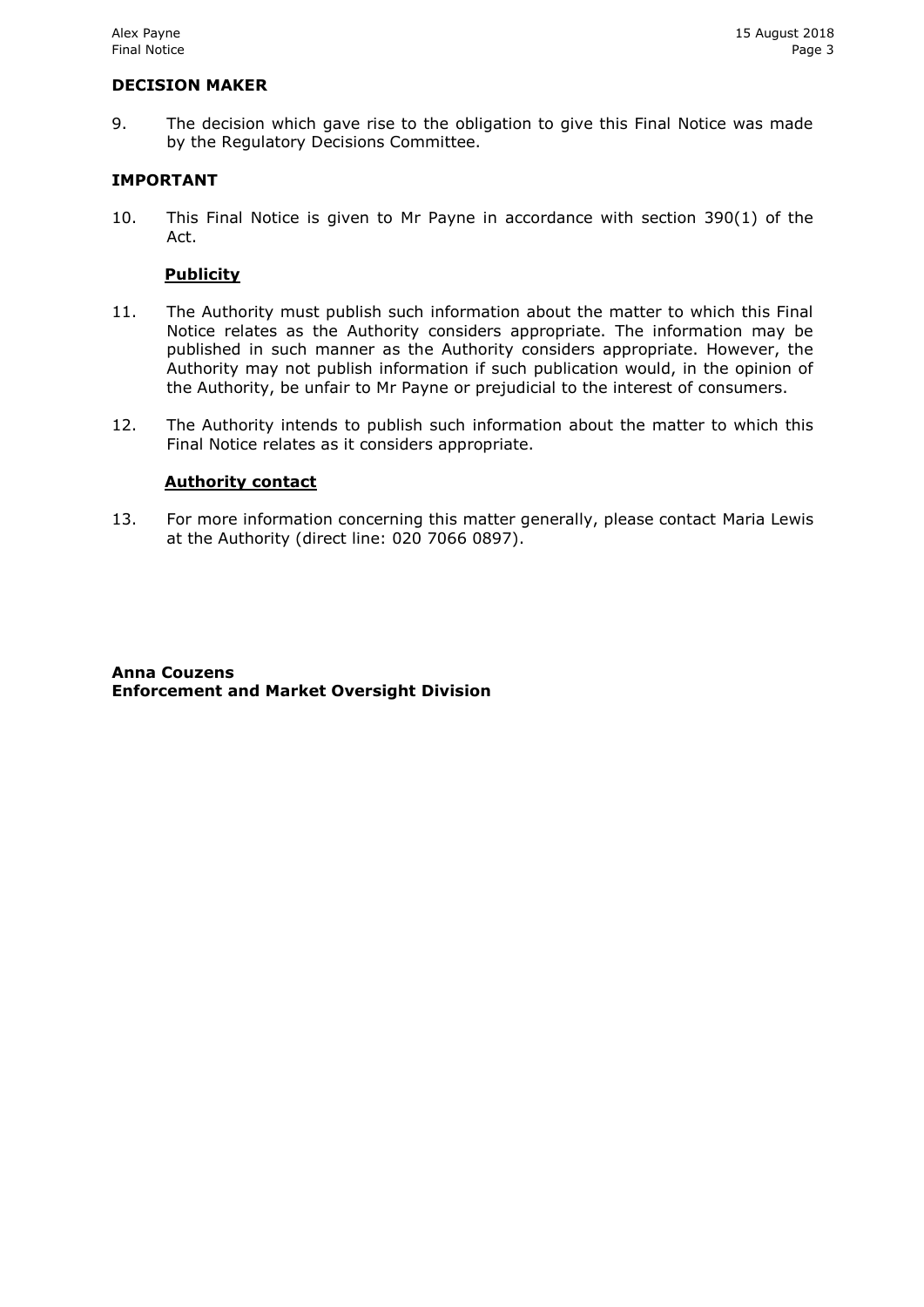## DECISION MAKER

9. The decision which gave rise to the obligation to give this Final Notice was made by the Regulatory Decisions Committee.

## IMPORTANT

10. This Final Notice is given to Mr Payne in accordance with section 390(1) of the Act.

### Publicity

11. The Authority must publish such information about the matter to which this Final Notice relates as the Authority considers appropriate. The information may be published in such manner as the Authority considers appropriate. However, the Authority may not publish information if such publication would, in the opinion of the Authority, be unfair to Mr Payne or prejudicial to the interest of consumers.

12. The Authority intends to publish such information about the matter to which this Final Notice relates as it considers appropriate.

### Authority contact

13. For more information concerning this matter generally, please contact Maria Lewis at the Authority (direct line: 020 7066 0897).

**Anna Couzens**
**Enforcement and Market Oversight Division**